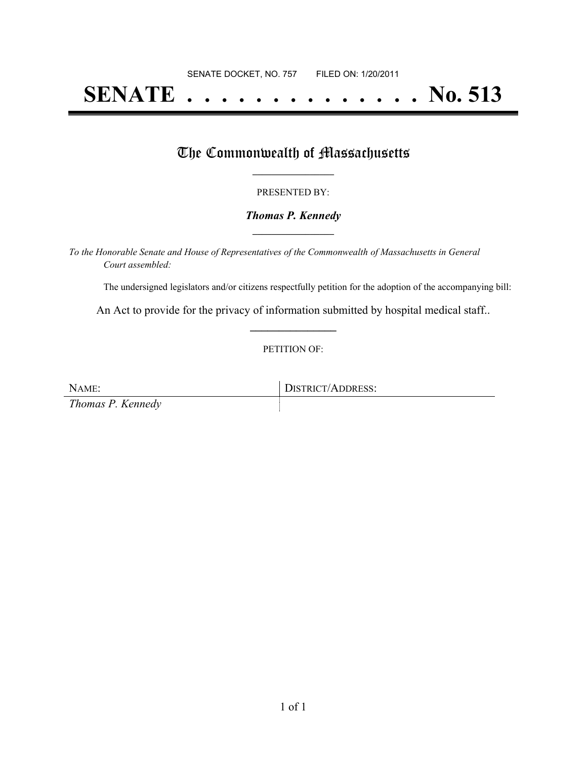SENATE DOCKET, NO. 757        FILED ON: 1/20/2011

# SENATE . . . . . . . . . . . . . . No. 513

## The Commonwealth of Massachusetts

PRESENTED BY:

***Thomas P. Kennedy***

*To the Honorable Senate and House of Representatives of the Commonwealth of Massachusetts in General Court assembled:*

The undersigned legislators and/or citizens respectfully petition for the adoption of the accompanying bill:

An Act to provide for the privacy of information submitted by hospital medical staff..

PETITION OF:

| NAME: | DISTRICT/ADDRESS: |
| --- | --- |
| *Thomas P. Kennedy* | |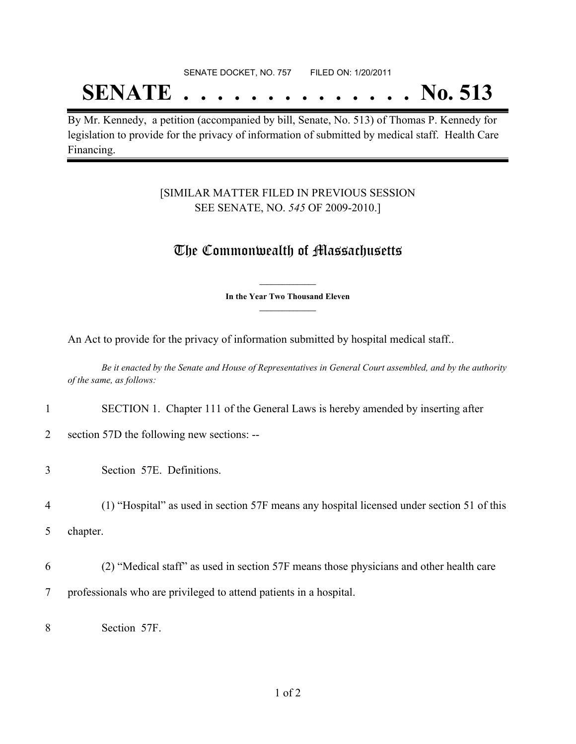SENATE DOCKET, NO. 757        FILED ON: 1/20/2011

# SENATE . . . . . . . . . . . . . . No. 513

By Mr. Kennedy, a petition (accompanied by bill, Senate, No. 513) of Thomas P. Kennedy for legislation to provide for the privacy of information of submitted by medical staff. Health Care Financing.

[SIMILAR MATTER FILED IN PREVIOUS SESSION SEE SENATE, NO. *545* OF 2009-2010.]

## The Commonwealth of Massachusetts

**In the Year Two Thousand Eleven**

An Act to provide for the privacy of information submitted by hospital medical staff..

*Be it enacted by the Senate and House of Representatives in General Court assembled, and by the authority of the same, as follows:*

1 SECTION 1. Chapter 111 of the General Laws is hereby amended by inserting after

2 section 57D the following new sections: --

3 Section 57E. Definitions.

4 (1) "Hospital" as used in section 57F means any hospital licensed under section 51 of this

5 chapter.

6 (2) "Medical staff" as used in section 57F means those physicians and other health care

7 professionals who are privileged to attend patients in a hospital.

8 Section 57F.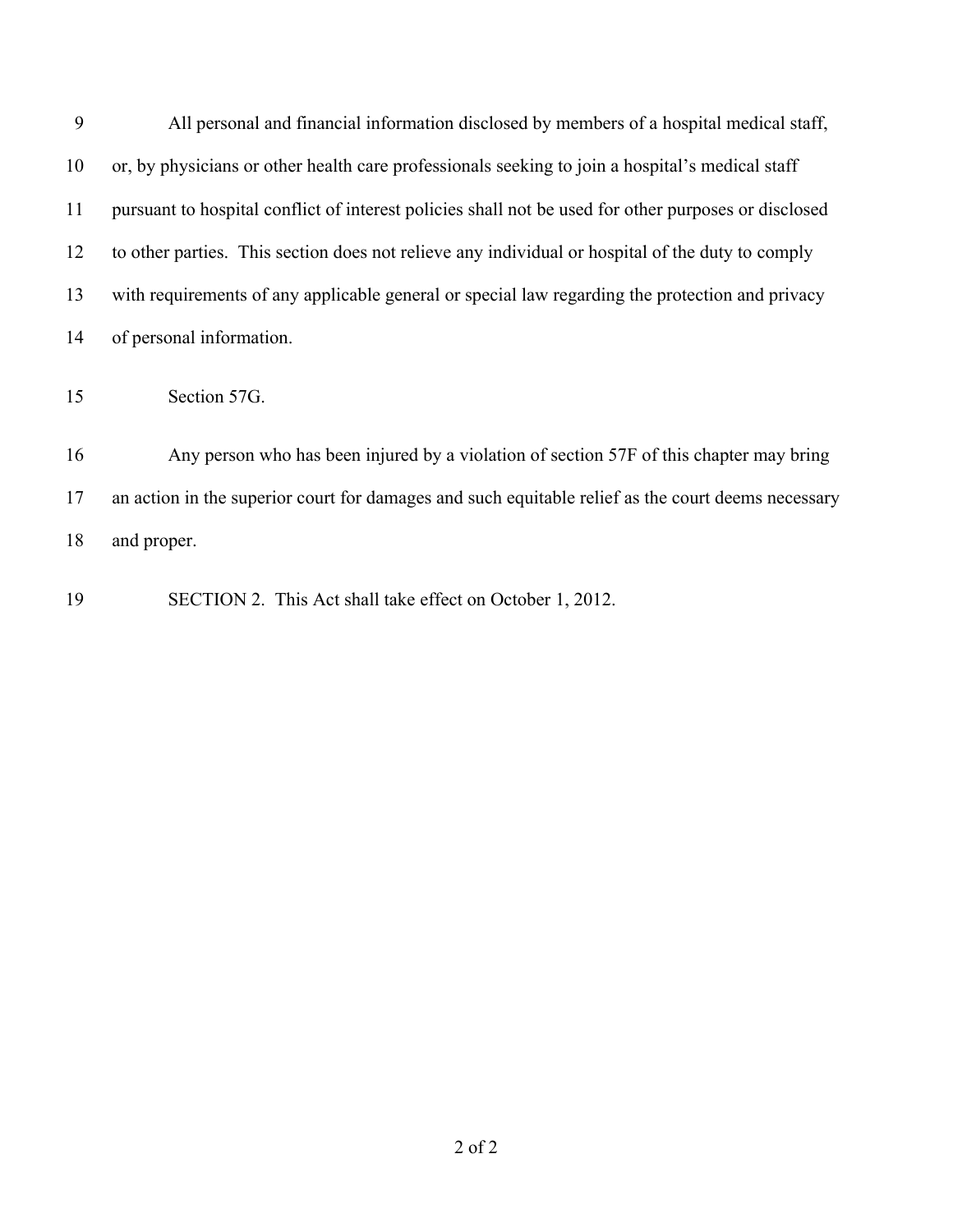All personal and financial information disclosed by members of a hospital medical staff, or, by physicians or other health care professionals seeking to join a hospital's medical staff pursuant to hospital conflict of interest policies shall not be used for other purposes or disclosed to other parties. This section does not relieve any individual or hospital of the duty to comply with requirements of any applicable general or special law regarding the protection and privacy of personal information.

Section 57G.

Any person who has been injured by a violation of section 57F of this chapter may bring an action in the superior court for damages and such equitable relief as the court deems necessary and proper.

SECTION 2. This Act shall take effect on October 1, 2012.